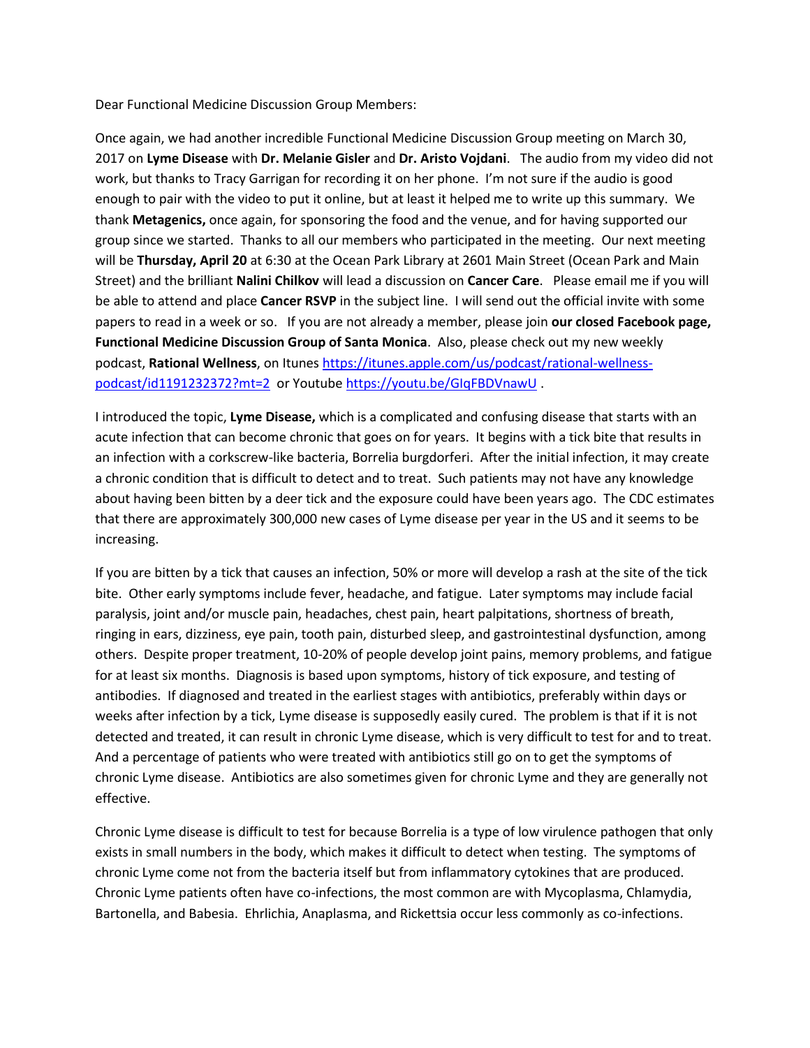Dear Functional Medicine Discussion Group Members:

Once again, we had another incredible Functional Medicine Discussion Group meeting on March 30, 2017 on **Lyme Disease** with **Dr. Melanie Gisler** and **Dr. Aristo Vojdani**. The audio from my video did not work, but thanks to Tracy Garrigan for recording it on her phone. I'm not sure if the audio is good enough to pair with the video to put it online, but at least it helped me to write up this summary. We thank **Metagenics,** once again, for sponsoring the food and the venue, and for having supported our group since we started. Thanks to all our members who participated in the meeting. Our next meeting will be **Thursday, April 20** at 6:30 at the Ocean Park Library at 2601 Main Street (Ocean Park and Main Street) and the brilliant **Nalini Chilkov** will lead a discussion on **Cancer Care**. Please email me if you will be able to attend and place **Cancer RSVP** in the subject line. I will send out the official invite with some papers to read in a week or so. If you are not already a member, please join **our closed Facebook page, Functional Medicine Discussion Group of Santa Monica**. Also, please check out my new weekly podcast, **Rational Wellness**, on Itunes [https://itunes.apple.com/us/podcast/rational-wellness-podcast/id1191232372?mt=2](https://itunes.apple.com/us/podcast/rational-wellness-podcast/id1191232372?mt=2) or Youtube [https://youtu.be/GIqFBDVnawU](https://youtu.be/GIqFBDVnawU) .

I introduced the topic, **Lyme Disease,** which is a complicated and confusing disease that starts with an acute infection that can become chronic that goes on for years. It begins with a tick bite that results in an infection with a corkscrew-like bacteria, Borrelia burgdorferi. After the initial infection, it may create a chronic condition that is difficult to detect and to treat. Such patients may not have any knowledge about having been bitten by a deer tick and the exposure could have been years ago. The CDC estimates that there are approximately 300,000 new cases of Lyme disease per year in the US and it seems to be increasing.

If you are bitten by a tick that causes an infection, 50% or more will develop a rash at the site of the tick bite. Other early symptoms include fever, headache, and fatigue. Later symptoms may include facial paralysis, joint and/or muscle pain, headaches, chest pain, heart palpitations, shortness of breath, ringing in ears, dizziness, eye pain, tooth pain, disturbed sleep, and gastrointestinal dysfunction, among others. Despite proper treatment, 10-20% of people develop joint pains, memory problems, and fatigue for at least six months. Diagnosis is based upon symptoms, history of tick exposure, and testing of antibodies. If diagnosed and treated in the earliest stages with antibiotics, preferably within days or weeks after infection by a tick, Lyme disease is supposedly easily cured. The problem is that if it is not detected and treated, it can result in chronic Lyme disease, which is very difficult to test for and to treat. And a percentage of patients who were treated with antibiotics still go on to get the symptoms of chronic Lyme disease. Antibiotics are also sometimes given for chronic Lyme and they are generally not effective.

Chronic Lyme disease is difficult to test for because Borrelia is a type of low virulence pathogen that only exists in small numbers in the body, which makes it difficult to detect when testing. The symptoms of chronic Lyme come not from the bacteria itself but from inflammatory cytokines that are produced. Chronic Lyme patients often have co-infections, the most common are with Mycoplasma, Chlamydia, Bartonella, and Babesia. Ehrlichia, Anaplasma, and Rickettsia occur less commonly as co-infections.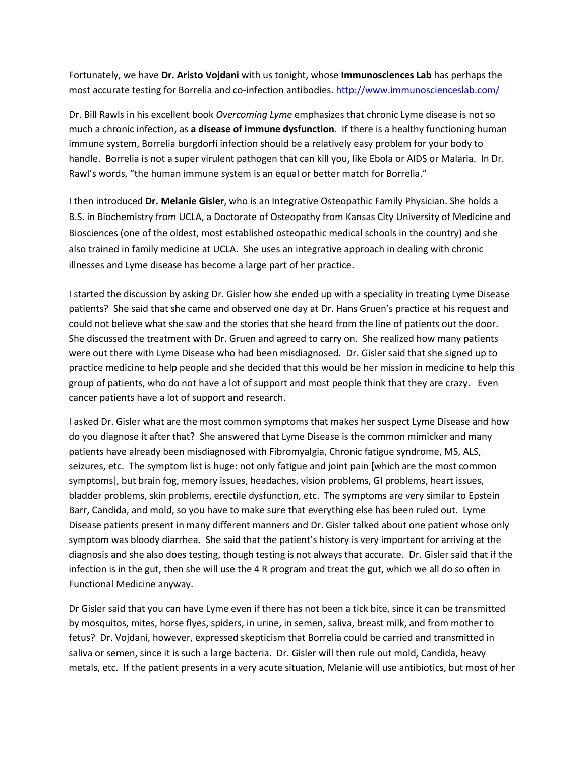Fortunately, we have **Dr. Aristo Vojdani** with us tonight, whose **Immunosciences Lab** has perhaps the most accurate testing for Borrelia and co-infection antibodies. http://www.immunoscienceslab.com/

Dr. Bill Rawls in his excellent book *Overcoming Lyme* emphasizes that chronic Lyme disease is not so much a chronic infection, as **a disease of immune dysfunction**. If there is a healthy functioning human immune system, Borrelia burgdorfi infection should be a relatively easy problem for your body to handle. Borrelia is not a super virulent pathogen that can kill you, like Ebola or AIDS or Malaria. In Dr. Rawl's words, "the human immune system is an equal or better match for Borrelia."

I then introduced **Dr. Melanie Gisler**, who is an Integrative Osteopathic Family Physician. She holds a B.S. in Biochemistry from UCLA, a Doctorate of Osteopathy from Kansas City University of Medicine and Biosciences (one of the oldest, most established osteopathic medical schools in the country) and she also trained in family medicine at UCLA. She uses an integrative approach in dealing with chronic illnesses and Lyme disease has become a large part of her practice.

I started the discussion by asking Dr. Gisler how she ended up with a speciality in treating Lyme Disease patients? She said that she came and observed one day at Dr. Hans Gruen's practice at his request and could not believe what she saw and the stories that she heard from the line of patients out the door. She discussed the treatment with Dr. Gruen and agreed to carry on. She realized how many patients were out there with Lyme Disease who had been misdiagnosed. Dr. Gisler said that she signed up to practice medicine to help people and she decided that this would be her mission in medicine to help this group of patients, who do not have a lot of support and most people think that they are crazy. Even cancer patients have a lot of support and research.

I asked Dr. Gisler what are the most common symptoms that makes her suspect Lyme Disease and how do you diagnose it after that? She answered that Lyme Disease is the common mimicker and many patients have already been misdiagnosed with Fibromyalgia, Chronic fatigue syndrome, MS, ALS, seizures, etc. The symptom list is huge: not only fatigue and joint pain [which are the most common symptoms], but brain fog, memory issues, headaches, vision problems, GI problems, heart issues, bladder problems, skin problems, erectile dysfunction, etc. The symptoms are very similar to Epstein Barr, Candida, and mold, so you have to make sure that everything else has been ruled out. Lyme Disease patients present in many different manners and Dr. Gisler talked about one patient whose only symptom was bloody diarrhea. She said that the patient's history is very important for arriving at the diagnosis and she also does testing, though testing is not always that accurate. Dr. Gisler said that if the infection is in the gut, then she will use the 4 R program and treat the gut, which we all do so often in Functional Medicine anyway.

Dr Gisler said that you can have Lyme even if there has not been a tick bite, since it can be transmitted by mosquitos, mites, horse flyes, spiders, in urine, in semen, saliva, breast milk, and from mother to fetus? Dr. Vojdani, however, expressed skepticism that Borrelia could be carried and transmitted in saliva or semen, since it is such a large bacteria. Dr. Gisler will then rule out mold, Candida, heavy metals, etc. If the patient presents in a very acute situation, Melanie will use antibiotics, but most of her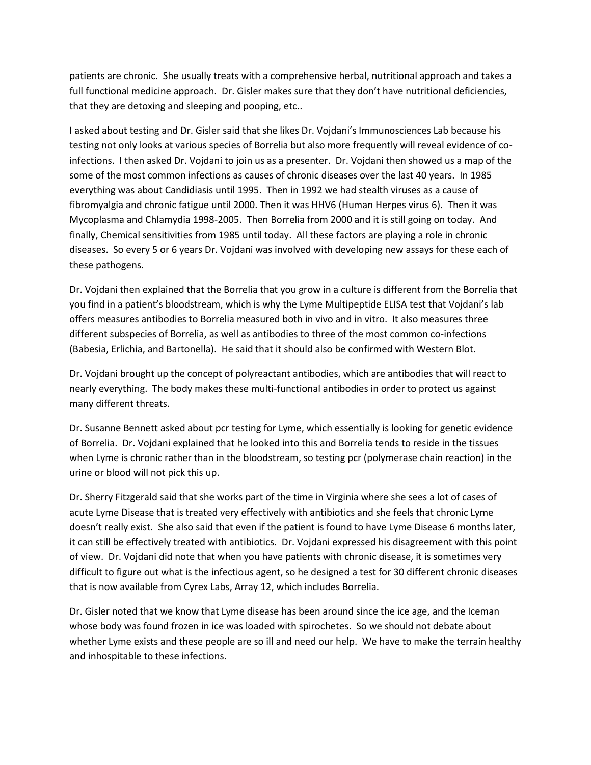patients are chronic. She usually treats with a comprehensive herbal, nutritional approach and takes a full functional medicine approach. Dr. Gisler makes sure that they don't have nutritional deficiencies, that they are detoxing and sleeping and pooping, etc..

I asked about testing and Dr. Gisler said that she likes Dr. Vojdani's Immunosciences Lab because his testing not only looks at various species of Borrelia but also more frequently will reveal evidence of co-infections. I then asked Dr. Vojdani to join us as a presenter. Dr. Vojdani then showed us a map of the some of the most common infections as causes of chronic diseases over the last 40 years. In 1985 everything was about Candidiasis until 1995. Then in 1992 we had stealth viruses as a cause of fibromyalgia and chronic fatigue until 2000. Then it was HHV6 (Human Herpes virus 6). Then it was Mycoplasma and Chlamydia 1998-2005. Then Borrelia from 2000 and it is still going on today. And finally, Chemical sensitivities from 1985 until today. All these factors are playing a role in chronic diseases. So every 5 or 6 years Dr. Vojdani was involved with developing new assays for these each of these pathogens.

Dr. Vojdani then explained that the Borrelia that you grow in a culture is different from the Borrelia that you find in a patient's bloodstream, which is why the Lyme Multipeptide ELISA test that Vojdani's lab offers measures antibodies to Borrelia measured both in vivo and in vitro. It also measures three different subspecies of Borrelia, as well as antibodies to three of the most common co-infections (Babesia, Erlichia, and Bartonella). He said that it should also be confirmed with Western Blot.

Dr. Vojdani brought up the concept of polyreactant antibodies, which are antibodies that will react to nearly everything. The body makes these multi-functional antibodies in order to protect us against many different threats.

Dr. Susanne Bennett asked about pcr testing for Lyme, which essentially is looking for genetic evidence of Borrelia. Dr. Vojdani explained that he looked into this and Borrelia tends to reside in the tissues when Lyme is chronic rather than in the bloodstream, so testing pcr (polymerase chain reaction) in the urine or blood will not pick this up.

Dr. Sherry Fitzgerald said that she works part of the time in Virginia where she sees a lot of cases of acute Lyme Disease that is treated very effectively with antibiotics and she feels that chronic Lyme doesn't really exist. She also said that even if the patient is found to have Lyme Disease 6 months later, it can still be effectively treated with antibiotics. Dr. Vojdani expressed his disagreement with this point of view. Dr. Vojdani did note that when you have patients with chronic disease, it is sometimes very difficult to figure out what is the infectious agent, so he designed a test for 30 different chronic diseases that is now available from Cyrex Labs, Array 12, which includes Borrelia.

Dr. Gisler noted that we know that Lyme disease has been around since the ice age, and the Iceman whose body was found frozen in ice was loaded with spirochetes. So we should not debate about whether Lyme exists and these people are so ill and need our help. We have to make the terrain healthy and inhospitable to these infections.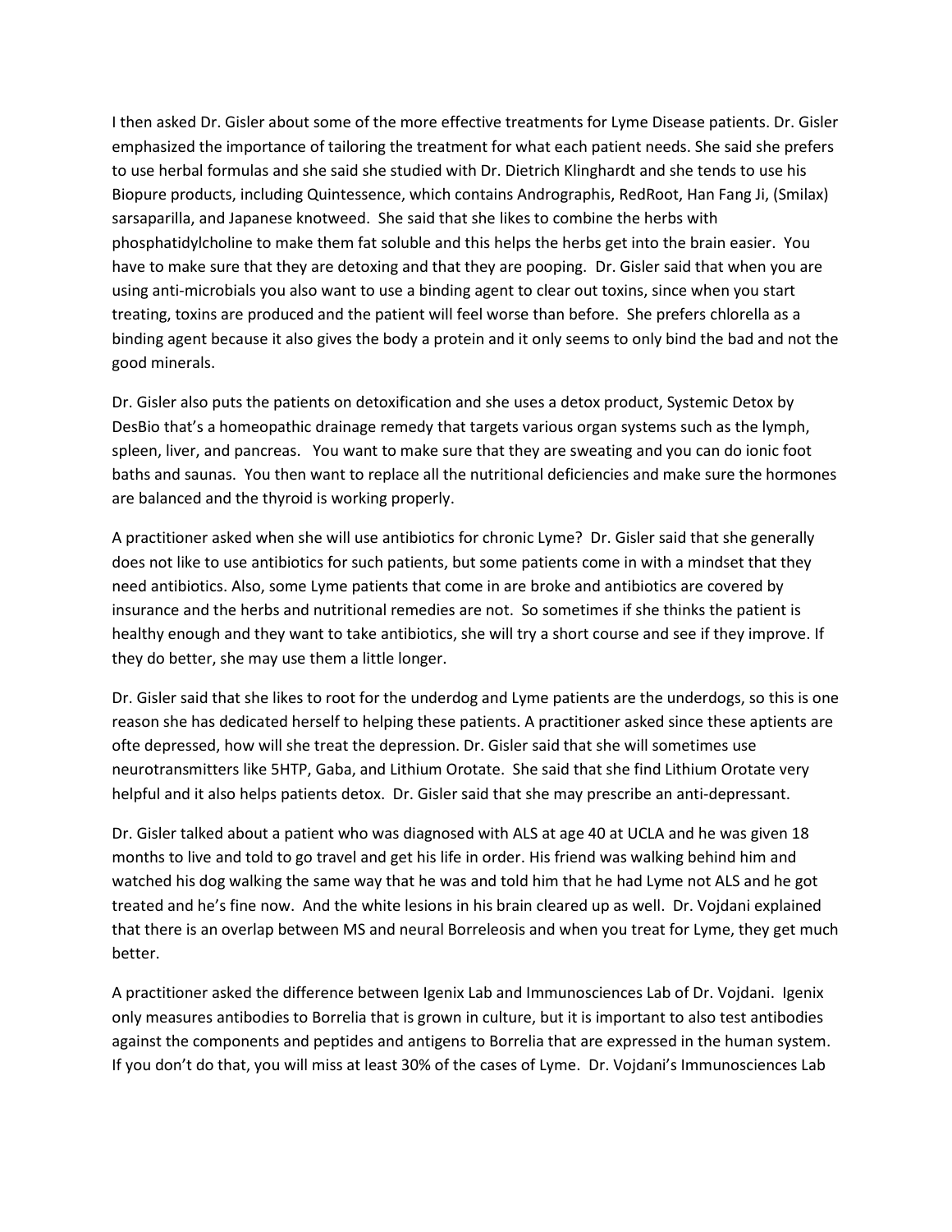I then asked Dr. Gisler about some of the more effective treatments for Lyme Disease patients. Dr. Gisler emphasized the importance of tailoring the treatment for what each patient needs. She said she prefers to use herbal formulas and she said she studied with Dr. Dietrich Klinghardt and she tends to use his Biopure products, including Quintessence, which contains Andrographis, RedRoot, Han Fang Ji, (Smilax) sarsaparilla, and Japanese knotweed. She said that she likes to combine the herbs with phosphatidylcholine to make them fat soluble and this helps the herbs get into the brain easier. You have to make sure that they are detoxing and that they are pooping. Dr. Gisler said that when you are using anti-microbials you also want to use a binding agent to clear out toxins, since when you start treating, toxins are produced and the patient will feel worse than before. She prefers chlorella as a binding agent because it also gives the body a protein and it only seems to only bind the bad and not the good minerals.

Dr. Gisler also puts the patients on detoxification and she uses a detox product, Systemic Detox by DesBio that's a homeopathic drainage remedy that targets various organ systems such as the lymph, spleen, liver, and pancreas. You want to make sure that they are sweating and you can do ionic foot baths and saunas. You then want to replace all the nutritional deficiencies and make sure the hormones are balanced and the thyroid is working properly.

A practitioner asked when she will use antibiotics for chronic Lyme? Dr. Gisler said that she generally does not like to use antibiotics for such patients, but some patients come in with a mindset that they need antibiotics. Also, some Lyme patients that come in are broke and antibiotics are covered by insurance and the herbs and nutritional remedies are not. So sometimes if she thinks the patient is healthy enough and they want to take antibiotics, she will try a short course and see if they improve. If they do better, she may use them a little longer.

Dr. Gisler said that she likes to root for the underdog and Lyme patients are the underdogs, so this is one reason she has dedicated herself to helping these patients. A practitioner asked since these aptients are ofte depressed, how will she treat the depression. Dr. Gisler said that she will sometimes use neurotransmitters like 5HTP, Gaba, and Lithium Orotate. She said that she find Lithium Orotate very helpful and it also helps patients detox. Dr. Gisler said that she may prescribe an anti-depressant.

Dr. Gisler talked about a patient who was diagnosed with ALS at age 40 at UCLA and he was given 18 months to live and told to go travel and get his life in order. His friend was walking behind him and watched his dog walking the same way that he was and told him that he had Lyme not ALS and he got treated and he's fine now. And the white lesions in his brain cleared up as well. Dr. Vojdani explained that there is an overlap between MS and neural Borreleosis and when you treat for Lyme, they get much better.

A practitioner asked the difference between Igenix Lab and Immunosciences Lab of Dr. Vojdani. Igenix only measures antibodies to Borrelia that is grown in culture, but it is important to also test antibodies against the components and peptides and antigens to Borrelia that are expressed in the human system. If you don't do that, you will miss at least 30% of the cases of Lyme. Dr. Vojdani's Immunosciences Lab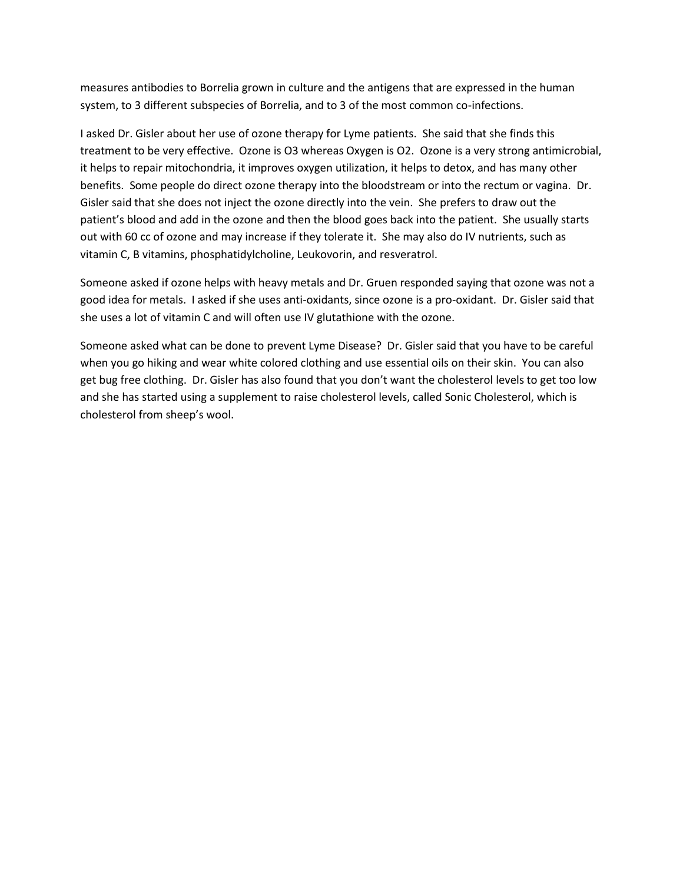measures antibodies to Borrelia grown in culture and the antigens that are expressed in the human system, to 3 different subspecies of Borrelia, and to 3 of the most common co-infections.

I asked Dr. Gisler about her use of ozone therapy for Lyme patients. She said that she finds this treatment to be very effective. Ozone is $O_3$ whereas Oxygen is $O_2$. Ozone is a very strong antimicrobial, it helps to repair mitochondria, it improves oxygen utilization, it helps to detox, and has many other benefits. Some people do direct ozone therapy into the bloodstream or into the rectum or vagina. Dr. Gisler said that she does not inject the ozone directly into the vein. She prefers to draw out the patient's blood and add in the ozone and then the blood goes back into the patient. She usually starts out with 60 cc of ozone and may increase if they tolerate it. She may also do IV nutrients, such as vitamin C, B vitamins, phosphatidylcholine, Leukovorin, and resveratrol.

Someone asked if ozone helps with heavy metals and Dr. Gruen responded saying that ozone was not a good idea for metals. I asked if she uses anti-oxidants, since ozone is a pro-oxidant. Dr. Gisler said that she uses a lot of vitamin C and will often use IV glutathione with the ozone.

Someone asked what can be done to prevent Lyme Disease? Dr. Gisler said that you have to be careful when you go hiking and wear white colored clothing and use essential oils on their skin. You can also get bug free clothing. Dr. Gisler has also found that you don't want the cholesterol levels to get too low and she has started using a supplement to raise cholesterol levels, called Sonic Cholesterol, which is cholesterol from sheep's wool.